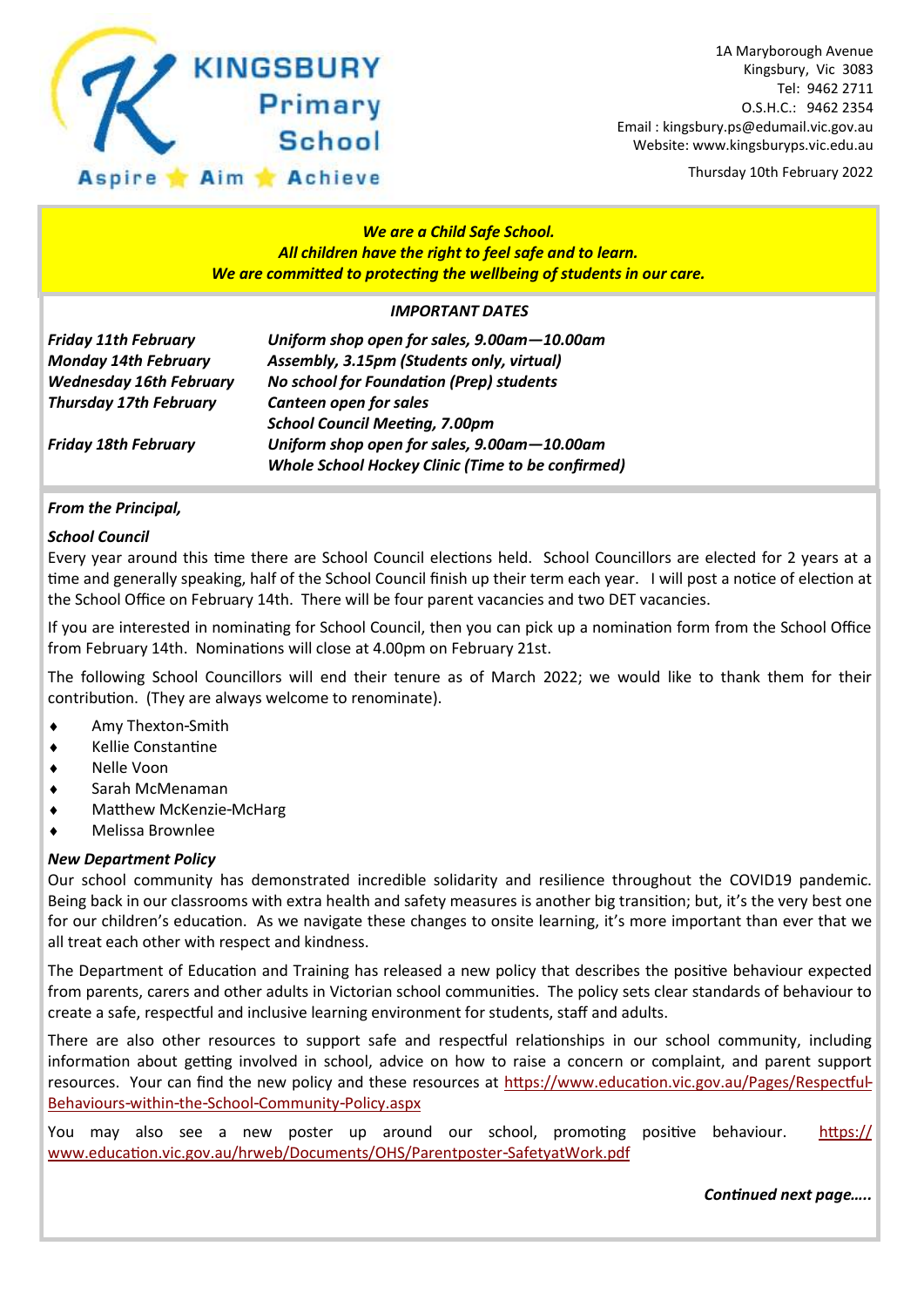# KINGSBURY Primary School

Aspire ★ Aim ★ Achieve

1A Maryborough Avenue
Kingsbury, Vic 3083
Tel: 9462 2711
O.S.H.C.: 9462 2354
Email : kingsbury.ps@edumail.vic.gov.au
Website: www.kingsburyps.vic.edu.au

Thursday 10th February 2022

***We are a Child Safe School.***
***All children have the right to feel safe and to learn.***
***We are committed to protecting the wellbeing of students in our care.***

*IMPORTANT DATES*

| | |
|---|---|
| ***Friday 11th February*** | ***Uniform shop open for sales, 9.00am—10.00am*** |
| ***Monday 14th February*** | ***Assembly, 3.15pm (Students only, virtual)*** |
| ***Wednesday 16th February*** | ***No school for Foundation (Prep) students*** |
| ***Thursday 17th February*** | ***Canteen open for sales*** |
| | ***School Council Meeting, 7.00pm*** |
| ***Friday 18th February*** | ***Uniform shop open for sales, 9.00am—10.00am*** |
| | ***Whole School Hockey Clinic (Time to be confirmed)*** |

***From the Principal,***

***School Council***

Every year around this time there are School Council elections held. School Councillors are elected for 2 years at a time and generally speaking, half of the School Council finish up their term each year. I will post a notice of election at the School Office on February 14th. There will be four parent vacancies and two DET vacancies.

If you are interested in nominating for School Council, then you can pick up a nomination form from the School Office from February 14th. Nominations will close at 4.00pm on February 21st.

The following School Councillors will end their tenure as of March 2022; we would like to thank them for their contribution. (They are always welcome to renominate).

- Amy Thexton-Smith
- Kellie Constantine
- Nelle Voon
- Sarah McMenaman
- Matthew McKenzie-McHarg
- Melissa Brownlee

***New Department Policy***

Our school community has demonstrated incredible solidarity and resilience throughout the COVID19 pandemic. Being back in our classrooms with extra health and safety measures is another big transition; but, it's the very best one for our children's education. As we navigate these changes to onsite learning, it's more important than ever that we all treat each other with respect and kindness.

The Department of Education and Training has released a new policy that describes the positive behaviour expected from parents, carers and other adults in Victorian school communities. The policy sets clear standards of behaviour to create a safe, respectful and inclusive learning environment for students, staff and adults.

There are also other resources to support safe and respectful relationships in our school community, including information about getting involved in school, advice on how to raise a concern or complaint, and parent support resources. Your can find the new policy and these resources at https://www.education.vic.gov.au/Pages/Respectful-Behaviours-within-the-School-Community-Policy.aspx

You may also see a new poster up around our school, promoting positive behaviour. https://www.education.vic.gov.au/hrweb/Documents/OHS/Parentposter-SafetyatWork.pdf

***Continued next page…..***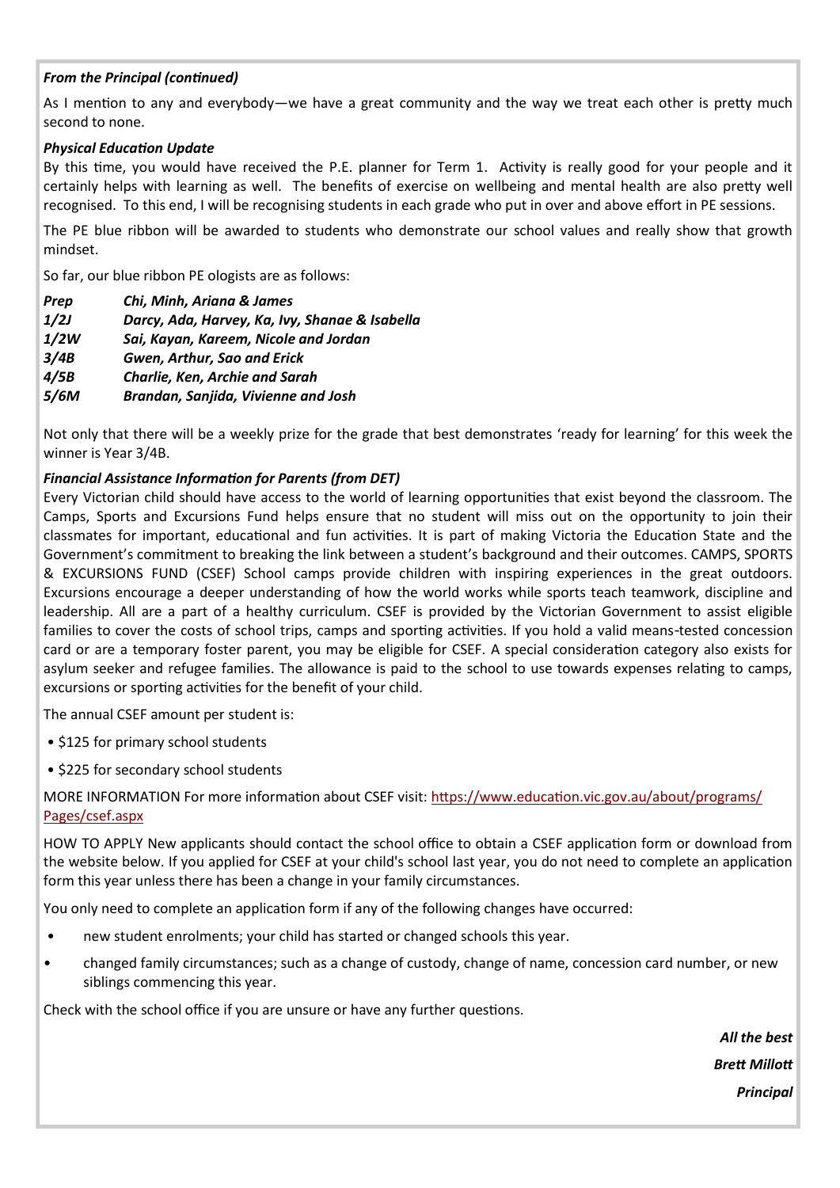***From the Principal (continued)***

As I mention to any and everybody—we have a great community and the way we treat each other is pretty much second to none.

***Physical Education Update***

By this time, you would have received the P.E. planner for Term 1. Activity is really good for your people and it certainly helps with learning as well. The benefits of exercise on wellbeing and mental health are also pretty well recognised. To this end, I will be recognising students in each grade who put in over and above effort in PE sessions.

The PE blue ribbon will be awarded to students who demonstrate our school values and really show that growth mindset.

So far, our blue ribbon PE ologists are as follows:

| | |
|---|---|
| ***Prep*** | ***Chi, Minh, Ariana & James*** |
| ***1/2J*** | ***Darcy, Ada, Harvey, Ka, Ivy, Shanae & Isabella*** |
| ***1/2W*** | ***Sai, Kayan, Kareem, Nicole and Jordan*** |
| ***3/4B*** | ***Gwen, Arthur, Sao and Erick*** |
| ***4/5B*** | ***Charlie, Ken, Archie and Sarah*** |
| ***5/6M*** | ***Brandan, Sanjida, Vivienne and Josh*** |

Not only that there will be a weekly prize for the grade that best demonstrates 'ready for learning' for this week the winner is Year 3/4B.

***Financial Assistance Information for Parents (from DET)***

Every Victorian child should have access to the world of learning opportunities that exist beyond the classroom. The Camps, Sports and Excursions Fund helps ensure that no student will miss out on the opportunity to join their classmates for important, educational and fun activities. It is part of making Victoria the Education State and the Government's commitment to breaking the link between a student's background and their outcomes. CAMPS, SPORTS & EXCURSIONS FUND (CSEF) School camps provide children with inspiring experiences in the great outdoors. Excursions encourage a deeper understanding of how the world works while sports teach teamwork, discipline and leadership. All are a part of a healthy curriculum. CSEF is provided by the Victorian Government to assist eligible families to cover the costs of school trips, camps and sporting activities. If you hold a valid means-tested concession card or are a temporary foster parent, you may be eligible for CSEF. A special consideration category also exists for asylum seeker and refugee families. The allowance is paid to the school to use towards expenses relating to camps, excursions or sporting activities for the benefit of your child.

The annual CSEF amount per student is:

- $125 for primary school students
- $225 for secondary school students

MORE INFORMATION For more information about CSEF visit: https://www.education.vic.gov.au/about/programs/Pages/csef.aspx

HOW TO APPLY New applicants should contact the school office to obtain a CSEF application form or download from the website below. If you applied for CSEF at your child's school last year, you do not need to complete an application form this year unless there has been a change in your family circumstances.

You only need to complete an application form if any of the following changes have occurred:

- new student enrolments; your child has started or changed schools this year.
- changed family circumstances; such as a change of custody, change of name, concession card number, or new siblings commencing this year.

Check with the school office if you are unsure or have any further questions.

***All the best***

***Brett Millott***

***Principal***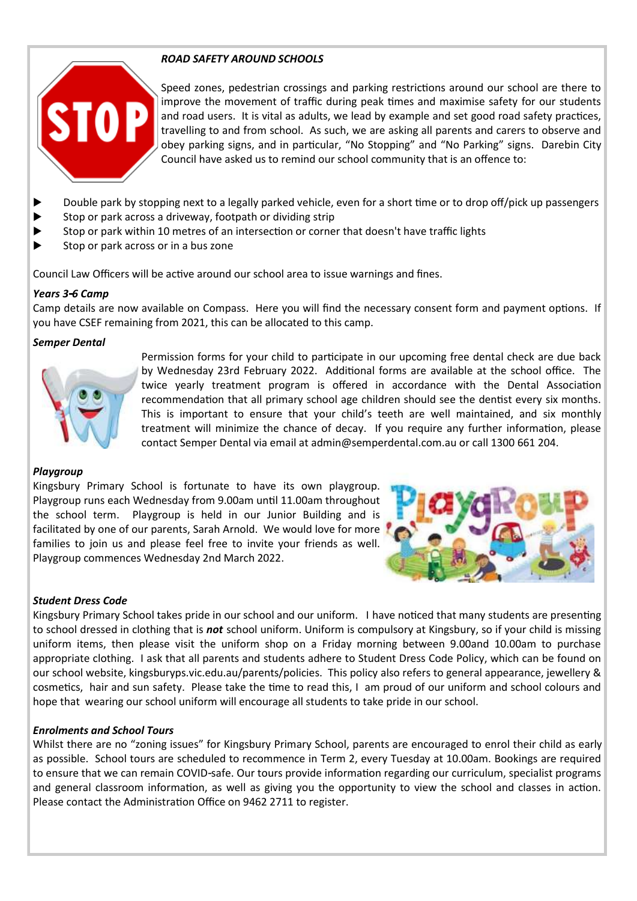***ROAD SAFETY AROUND SCHOOLS***

Speed zones, pedestrian crossings and parking restrictions around our school are there to improve the movement of traffic during peak times and maximise safety for our students and road users. It is vital as adults, we lead by example and set good road safety practices, travelling to and from school. As such, we are asking all parents and carers to observe and obey parking signs, and in particular, "No Stopping" and "No Parking" signs. Darebin City Council have asked us to remind our school community that is an offence to:

- Double park by stopping next to a legally parked vehicle, even for a short time or to drop off/pick up passengers
- Stop or park across a driveway, footpath or dividing strip
- Stop or park within 10 metres of an intersection or corner that doesn't have traffic lights
- Stop or park across or in a bus zone

Council Law Officers will be active around our school area to issue warnings and fines.

***Years 3-6 Camp***

Camp details are now available on Compass. Here you will find the necessary consent form and payment options. If you have CSEF remaining from 2021, this can be allocated to this camp.

***Semper Dental***

Permission forms for your child to participate in our upcoming free dental check are due back by Wednesday 23rd February 2022. Additional forms are available at the school office. The twice yearly treatment program is offered in accordance with the Dental Association recommendation that all primary school age children should see the dentist every six months. This is important to ensure that your child's teeth are well maintained, and six monthly treatment will minimize the chance of decay. If you require any further information, please contact Semper Dental via email at admin@semperdental.com.au or call 1300 661 204.

***Playgroup***

Kingsbury Primary School is fortunate to have its own playgroup. Playgroup runs each Wednesday from 9.00am until 11.00am throughout the school term. Playgroup is held in our Junior Building and is facilitated by one of our parents, Sarah Arnold. We would love for more families to join us and please feel free to invite your friends as well. Playgroup commences Wednesday 2nd March 2022.

***Student Dress Code***

Kingsbury Primary School takes pride in our school and our uniform. I have noticed that many students are presenting to school dressed in clothing that is ***not*** school uniform. Uniform is compulsory at Kingsbury, so if your child is missing uniform items, then please visit the uniform shop on a Friday morning between 9.00and 10.00am to purchase appropriate clothing. I ask that all parents and students adhere to Student Dress Code Policy, which can be found on our school website, kingsburyps.vic.edu.au/parents/policies. This policy also refers to general appearance, jewellery & cosmetics, hair and sun safety. Please take the time to read this, I am proud of our uniform and school colours and hope that wearing our school uniform will encourage all students to take pride in our school.

***Enrolments and School Tours***

Whilst there are no "zoning issues" for Kingsbury Primary School, parents are encouraged to enrol their child as early as possible. School tours are scheduled to recommence in Term 2, every Tuesday at 10.00am. Bookings are required to ensure that we can remain COVID-safe. Our tours provide information regarding our curriculum, specialist programs and general classroom information, as well as giving you the opportunity to view the school and classes in action. Please contact the Administration Office on 9462 2711 to register.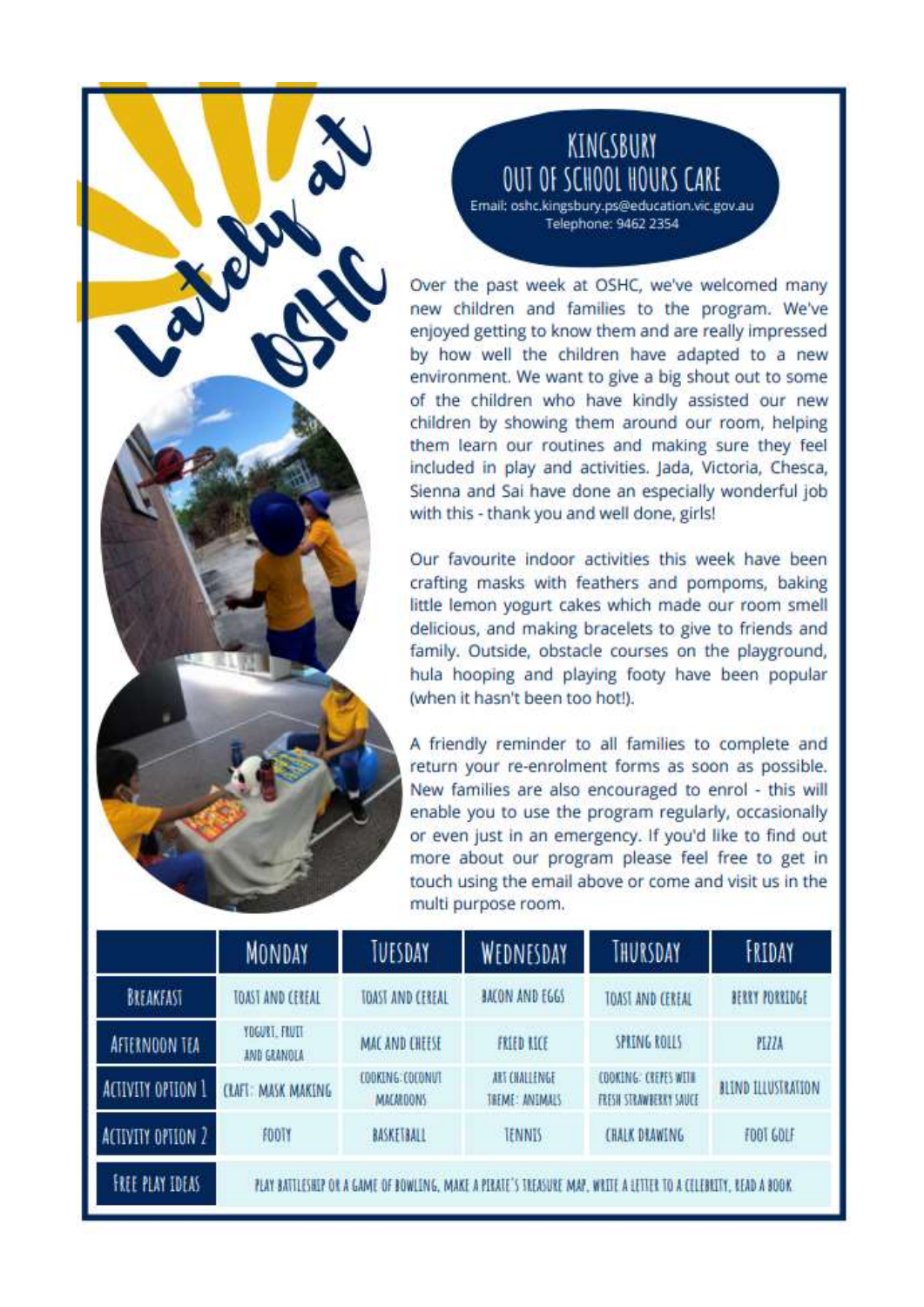# Lately at OSHC

## KINGSBURY OUT OF SCHOOL HOURS CARE

Email: oshc.kingsbury.ps@education.vic.gov.au
Telephone: 9462 2354

Over the past week at OSHC, we've welcomed many new children and families to the program. We've enjoyed getting to know them and are really impressed by how well the children have adapted to a new environment. We want to give a big shout out to some of the children who have kindly assisted our new children by showing them around our room, helping them learn our routines and making sure they feel included in play and activities. Jada, Victoria, Chesca, Sienna and Sai have done an especially wonderful job with this - thank you and well done, girls!

Our favourite indoor activities this week have been crafting masks with feathers and pompoms, baking little lemon yogurt cakes which made our room smell delicious, and making bracelets to give to friends and family. Outside, obstacle courses on the playground, hula hooping and playing footy have been popular (when it hasn't been too hot!).

A friendly reminder to all families to complete and return your re-enrolment forms as soon as possible. New families are also encouraged to enrol - this will enable you to use the program regularly, occasionally or even just in an emergency. If you'd like to find out more about our program please feel free to get in touch using the email above or come and visit us in the multi purpose room.

| | Monday | Tuesday | Wednesday | Thursday | Friday |
|---|---|---|---|---|---|
| Breakfast | Toast and cereal | Toast and cereal | Bacon and eggs | Toast and cereal | Berry porridge |
| Afternoon Tea | Yogurt, fruit and granola | Mac and cheese | Fried rice | Spring rolls | Pizza |
| Activity Option 1 | Craft: Mask making | Cooking: Coconut macaroons | Art challenge theme: Animals | Cooking: Crepes with fresh strawberry sauce | Blind illustration |
| Activity Option 2 | Footy | Basketball | Tennis | Chalk drawing | Foot golf |
| Free Play Ideas | Play battleship or a game of bowling, make a pirate's treasure map, write a letter to a celebrity, read a book | | | | |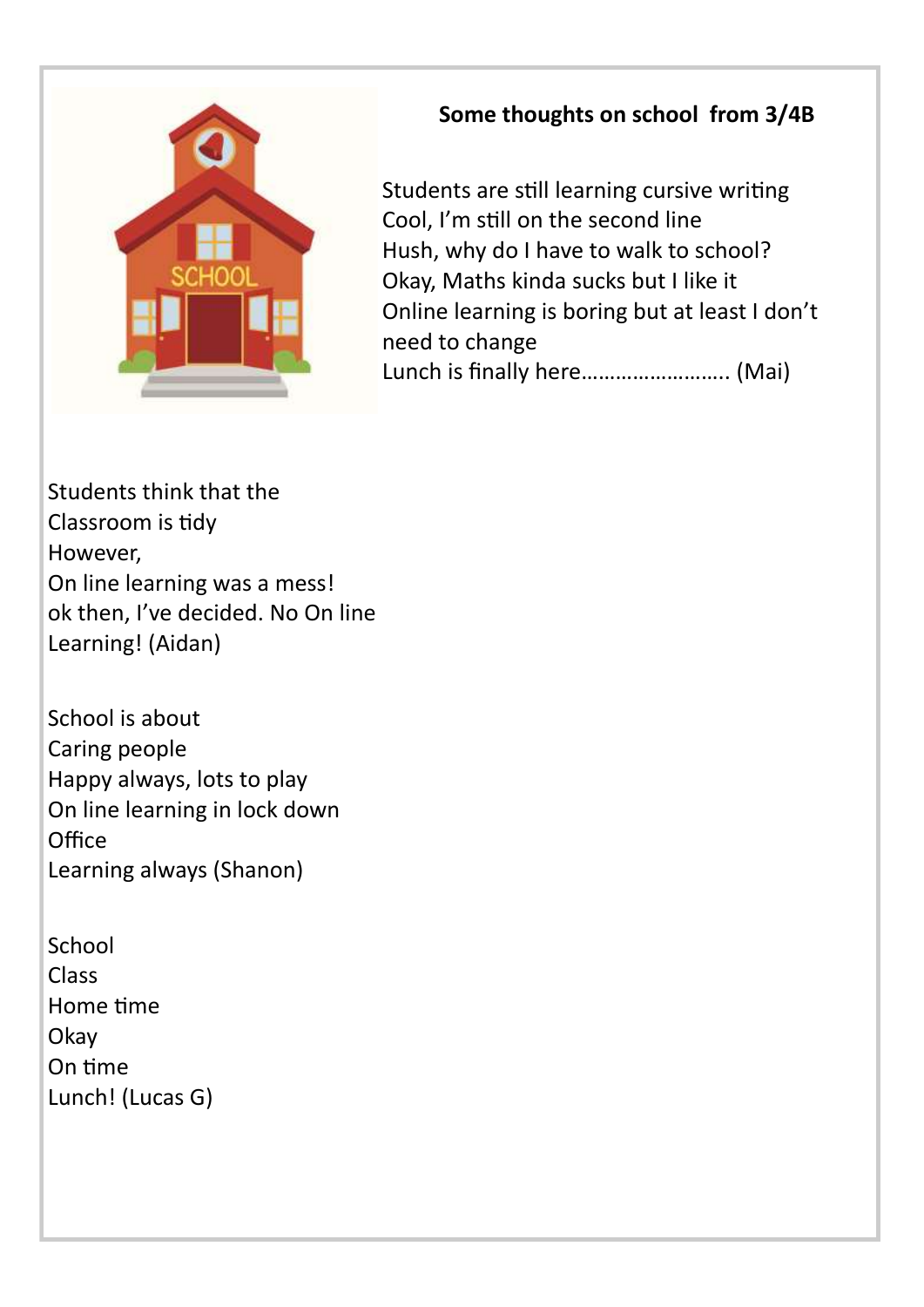**Some thoughts on school from 3/4B**

Students are still learning cursive writing
Cool, I'm still on the second line
Hush, why do I have to walk to school?
Okay, Maths kinda sucks but I like it
Online learning is boring but at least I don't need to change
Lunch is finally here……………………. (Mai)

Students think that the
Classroom is tidy
However,
On line learning was a mess!
ok then, I've decided. No On line
Learning! (Aidan)

School is about
Caring people
Happy always, lots to play
On line learning in lock down
Office
Learning always (Shanon)

School
Class
Home time
Okay
On time
Lunch! (Lucas G)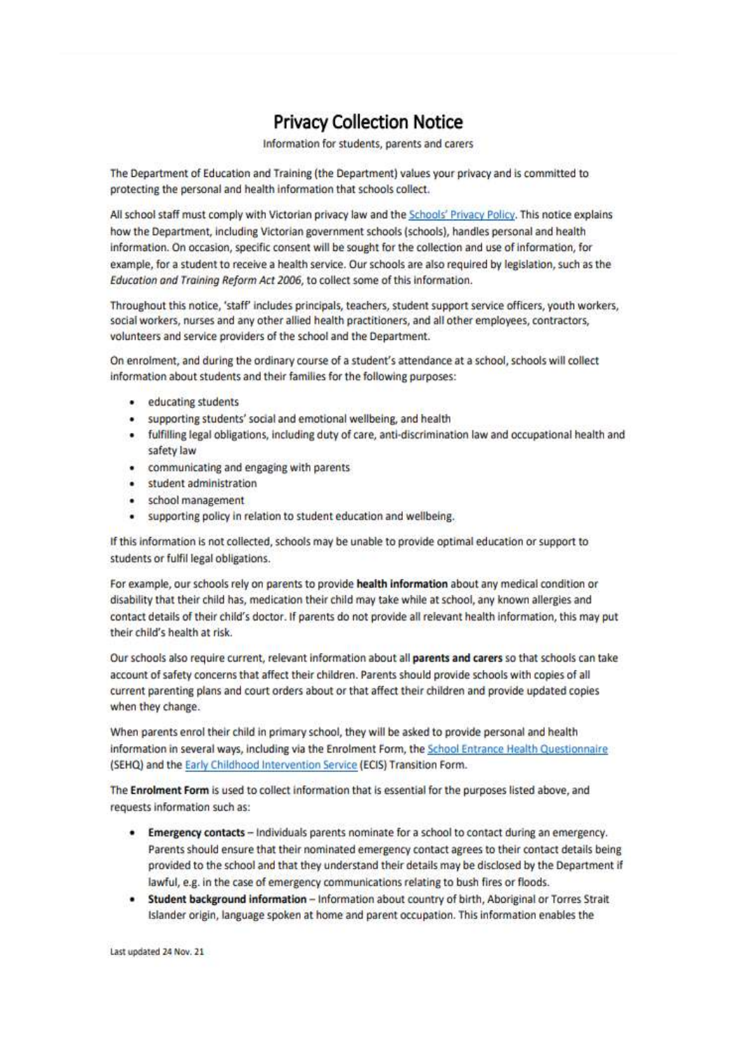# Privacy Collection Notice

Information for students, parents and carers

The Department of Education and Training (the Department) values your privacy and is committed to protecting the personal and health information that schools collect.

All school staff must comply with Victorian privacy law and the Schools' Privacy Policy. This notice explains how the Department, including Victorian government schools (schools), handles personal and health information. On occasion, specific consent will be sought for the collection and use of information, for example, for a student to receive a health service. Our schools are also required by legislation, such as the *Education and Training Reform Act 2006*, to collect some of this information.

Throughout this notice, 'staff' includes principals, teachers, student support service officers, youth workers, social workers, nurses and any other allied health practitioners, and all other employees, contractors, volunteers and service providers of the school and the Department.

On enrolment, and during the ordinary course of a student's attendance at a school, schools will collect information about students and their families for the following purposes:

- educating students
- supporting students' social and emotional wellbeing, and health
- fulfilling legal obligations, including duty of care, anti-discrimination law and occupational health and safety law
- communicating and engaging with parents
- student administration
- school management
- supporting policy in relation to student education and wellbeing.

If this information is not collected, schools may be unable to provide optimal education or support to students or fulfil legal obligations.

For example, our schools rely on parents to provide **health information** about any medical condition or disability that their child has, medication their child may take while at school, any known allergies and contact details of their child's doctor. If parents do not provide all relevant health information, this may put their child's health at risk.

Our schools also require current, relevant information about all **parents and carers** so that schools can take account of safety concerns that affect their children. Parents should provide schools with copies of all current parenting plans and court orders about or that affect their children and provide updated copies when they change.

When parents enrol their child in primary school, they will be asked to provide personal and health information in several ways, including via the Enrolment Form, the School Entrance Health Questionnaire (SEHQ) and the Early Childhood Intervention Service (ECIS) Transition Form.

The **Enrolment Form** is used to collect information that is essential for the purposes listed above, and requests information such as:

- **Emergency contacts** – Individuals parents nominate for a school to contact during an emergency. Parents should ensure that their nominated emergency contact agrees to their contact details being provided to the school and that they understand their details may be disclosed by the Department if lawful, e.g. in the case of emergency communications relating to bush fires or floods.
- **Student background information** – Information about country of birth, Aboriginal or Torres Strait Islander origin, language spoken at home and parent occupation. This information enables the

Last updated 24 Nov. 21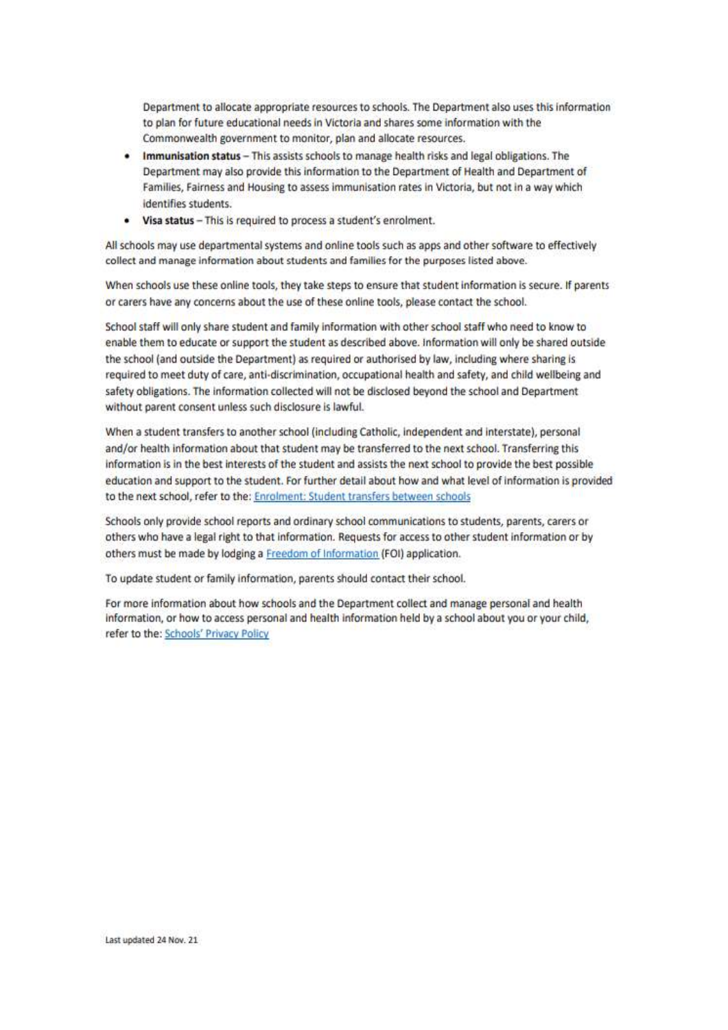Department to allocate appropriate resources to schools. The Department also uses this information to plan for future educational needs in Victoria and shares some information with the Commonwealth government to monitor, plan and allocate resources.

- **Immunisation status** – This assists schools to manage health risks and legal obligations. The Department may also provide this information to the Department of Health and Department of Families, Fairness and Housing to assess immunisation rates in Victoria, but not in a way which identifies students.
- **Visa status** – This is required to process a student's enrolment.

All schools may use departmental systems and online tools such as apps and other software to effectively collect and manage information about students and families for the purposes listed above.

When schools use these online tools, they take steps to ensure that student information is secure. If parents or carers have any concerns about the use of these online tools, please contact the school.

School staff will only share student and family information with other school staff who need to know to enable them to educate or support the student as described above. Information will only be shared outside the school (and outside the Department) as required or authorised by law, including where sharing is required to meet duty of care, anti-discrimination, occupational health and safety, and child wellbeing and safety obligations. The information collected will not be disclosed beyond the school and Department without parent consent unless such disclosure is lawful.

When a student transfers to another school (including Catholic, independent and interstate), personal and/or health information about that student may be transferred to the next school. Transferring this information is in the best interests of the student and assists the next school to provide the best possible education and support to the student. For further detail about how and what level of information is provided to the next school, refer to the: Enrolment: Student transfers between schools

Schools only provide school reports and ordinary school communications to students, parents, carers or others who have a legal right to that information. Requests for access to other student information or by others must be made by lodging a Freedom of Information (FOI) application.

To update student or family information, parents should contact their school.

For more information about how schools and the Department collect and manage personal and health information, or how to access personal and health information held by a school about you or your child, refer to the: Schools' Privacy Policy

Last updated 24 Nov. 21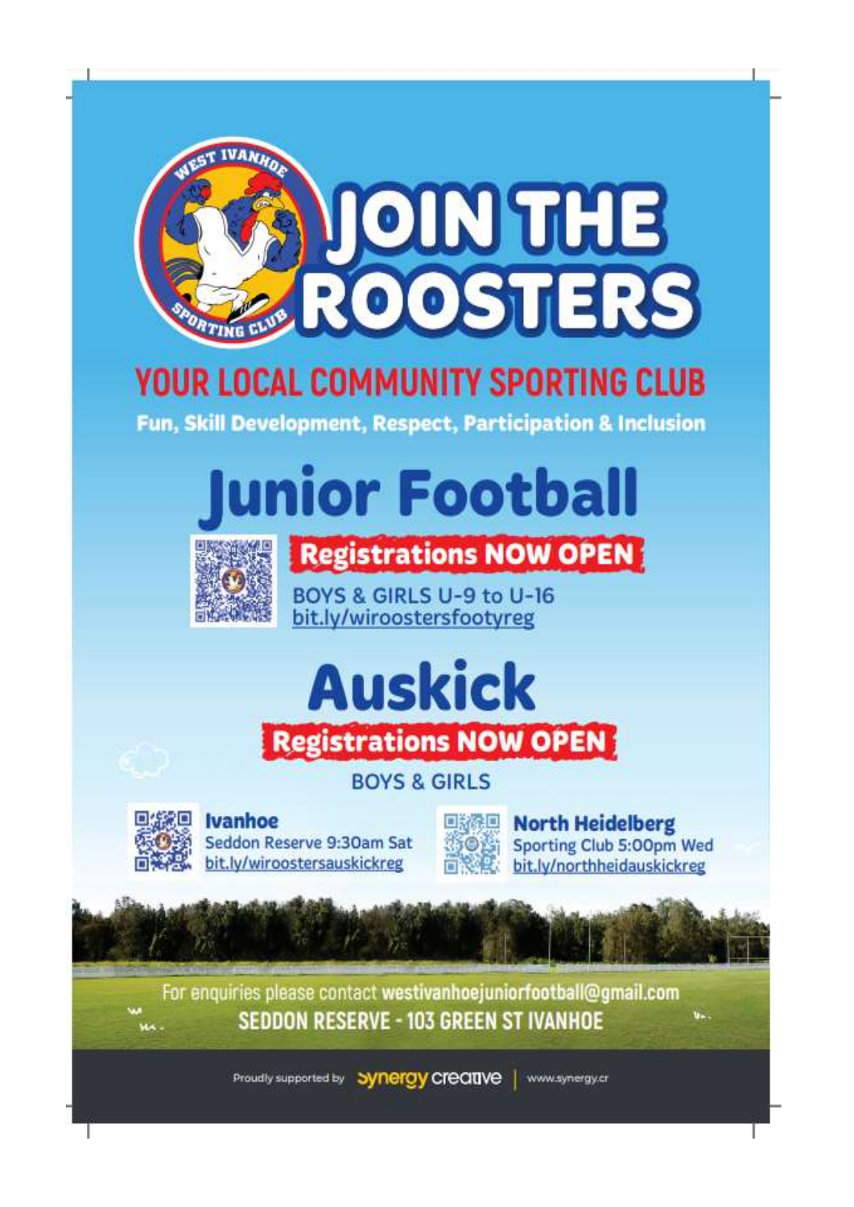# JOIN THE ROOSTERS

## YOUR LOCAL COMMUNITY SPORTING CLUB

**Fun, Skill Development, Respect, Participation & Inclusion**

## Junior Football

**Registrations NOW OPEN**

BOYS & GIRLS U-9 to U-16
bit.ly/wiroostersfootyreg

## Auskick

**Registrations NOW OPEN**

BOYS & GIRLS

**Ivanhoe**
Seddon Reserve 9:30am Sat
bit.ly/wiroostersauskickreg

**North Heidelberg**
Sporting Club 5:00pm Wed
bit.ly/northheidauskickreg

For enquiries please contact **westivanhoejuniorfootball@gmail.com**

**SEDDON RESERVE - 103 GREEN ST IVANHOE**

Proudly supported by synergy creative | www.synergy.cr